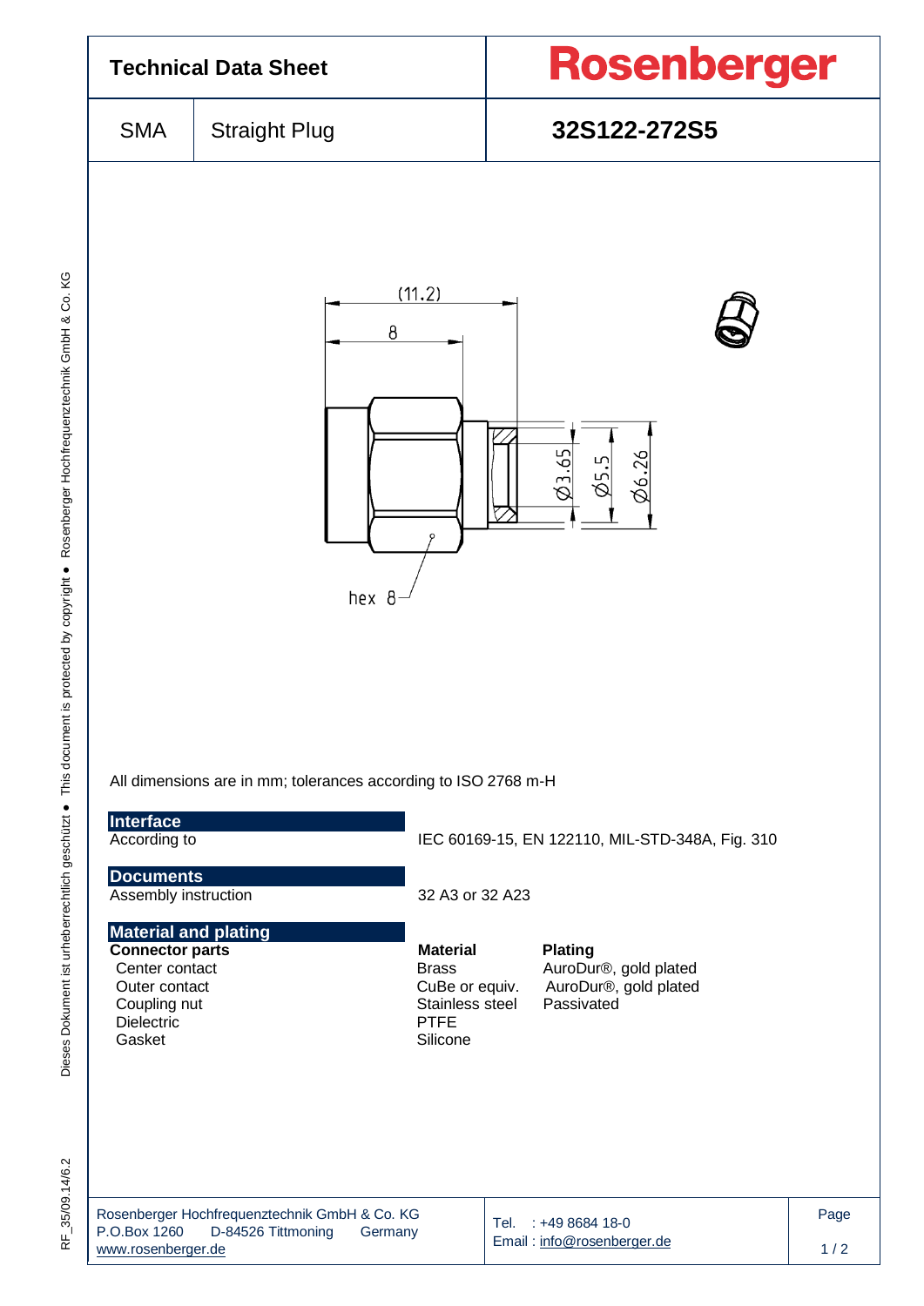# Technical Data Sheet

**Rosenberger**

| SMA | Straight Plug | **32S122-272S5** |
|---|---|---|

(11.2)

8

Ø3.65 Ø5.5 Ø6.26

hex 8

All dimensions are in mm; tolerances according to ISO 2768 m-H

## Interface

According to — IEC 60169-15, EN 122110, MIL-STD-348A, Fig. 310

## Documents

Assembly instruction — 32 A3 or 32 A23

## Material and plating

| **Connector parts** | **Material** | **Plating** |
|---|---|---|
| Center contact | Brass | AuroDur®, gold plated |
| Outer contact | CuBe or equiv. | AuroDur®, gold plated |
| Coupling nut | Stainless steel | Passivated |
| Dielectric | PTFE | |
| Gasket | Silicone | |

Rosenberger Hochfrequenztechnik GmbH & Co. KG
P.O.Box 1260 D-84526 Tittmoning Germany
www.rosenberger.de

Tel. : +49 8684 18-0
Email : info@rosenberger.de

RF_35/09.14/6.2

Dieses Dokument ist urheberrechtlich geschützt ● This document is protected by copyright ● Rosenberger Hochfrequenztechnik GmbH & Co. KG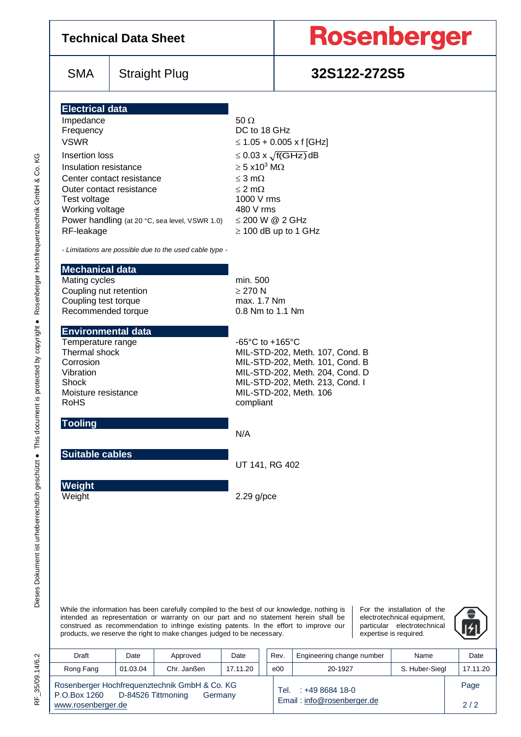# Technical Data Sheet

**Rosenberger**

| SMA | Straight Plug | 32S122-272S5 |
| --- | --- | --- |

## Electrical data

| | |
| --- | --- |
| Impedance | 50 Ω |
| Frequency | DC to 18 GHz |
| VSWR | ≤ 1.05 + 0.005 x f [GHz] |
| Insertion loss | ≤ 0.03 x $\sqrt{f(GHz)}$ dB |
| Insulation resistance | ≥ 5 x10$^{3}$ MΩ |
| Center contact resistance | ≤ 3 mΩ |
| Outer contact resistance | ≤ 2 mΩ |
| Test voltage | 1000 V rms |
| Working voltage | 480 V rms |
| Power handling (at 20 °C, sea level, VSWR 1.0) | ≤ 200 W @ 2 GHz |
| RF-leakage | ≥ 100 dB up to 1 GHz |

*- Limitations are possible due to the used cable type -*

## Mechanical data

| | |
| --- | --- |
| Mating cycles | min. 500 |
| Coupling nut retention | ≥ 270 N |
| Coupling test torque | max. 1.7 Nm |
| Recommended torque | 0.8 Nm to 1.1 Nm |

## Environmental data

| | |
| --- | --- |
| Temperature range | -65°C to +165°C |
| Thermal shock | MIL-STD-202, Meth. 107, Cond. B |
| Corrosion | MIL-STD-202, Meth. 101, Cond. B |
| Vibration | MIL-STD-202, Meth. 204, Cond. D |
| Shock | MIL-STD-202, Meth. 213, Cond. I |
| Moisture resistance | MIL-STD-202, Meth. 106 |
| RoHS | compliant |

## Tooling

N/A

## Suitable cables

UT 141, RG 402

## Weight

| | |
| --- | --- |
| Weight | 2.29 g/pce |

While the information has been carefully compiled to the best of our knowledge, nothing is intended as representation or warranty on our part and no statement herein shall be construed as recommendation to infringe existing patents. In the effort to improve our products, we reserve the right to make changes judged to be necessary.

For the installation of the electrotechnical equipment, particular electrotechnical expertise is required.

| Draft | Date | Approved | Date | Rev. | Engineering change number | Name | Date |
| --- | --- | --- | --- | --- | --- | --- | --- |
| Rong Fang | 01.03.04 | Chr. Janßen | 17.11.20 | e00 | 20-1927 | S. Huber-Siegl | 17.11.20 |

Rosenberger Hochfrequenztechnik GmbH & Co. KG
P.O.Box 1260 D-84526 Tittmoning Germany
www.rosenberger.de

Tel. : +49 8684 18-0
Email : info@rosenberger.de

Dieses Dokument ist urheberrechtlich geschützt ● This document is protected by copyright ● Rosenberger Hochfrequenztechnik GmbH & Co. KG

RF_35/09.14/6.2